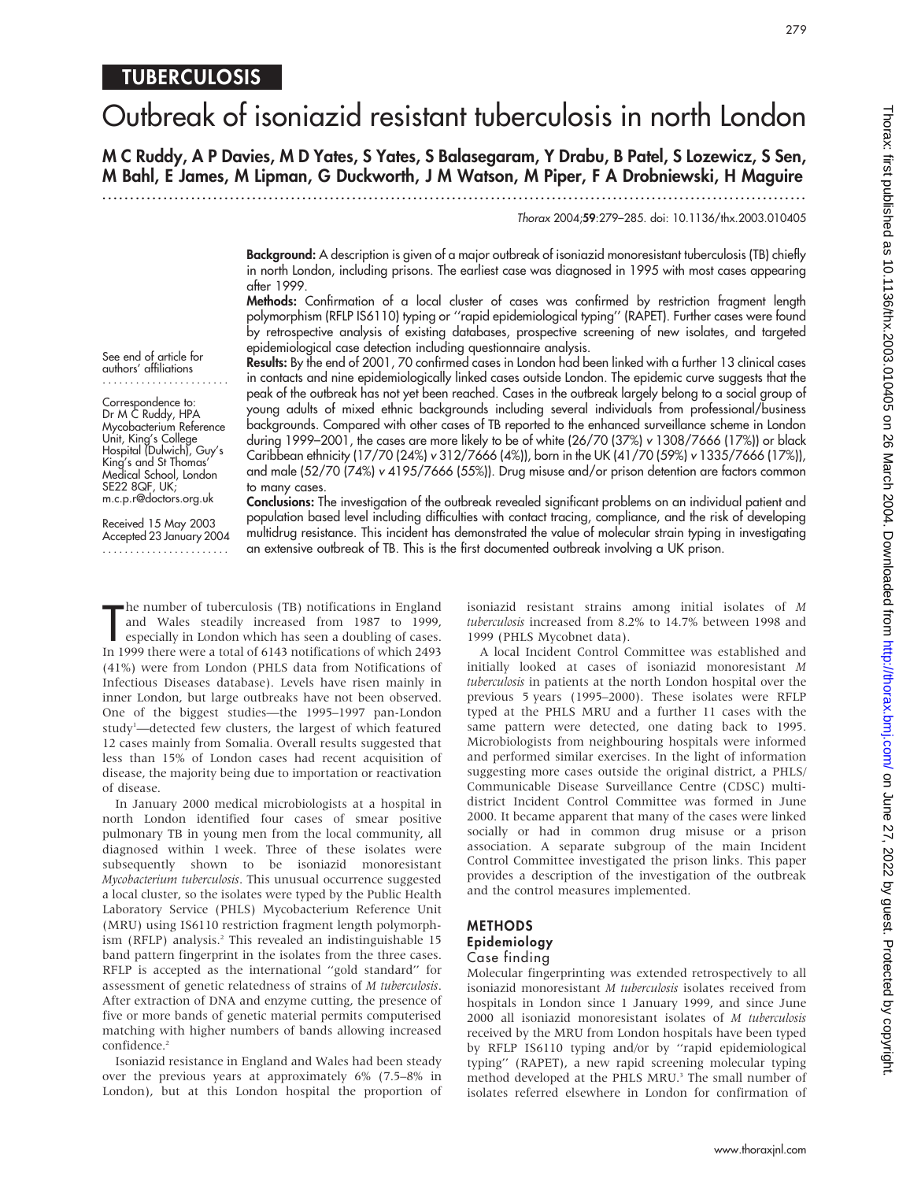TUBERCULOSIS

# Outbreak of isoniazid resistant tuberculosis in north London

**M C Ruddy, A P Davies, M D Yates, S Yates, S Balasegaram, Y Drabu, B Patel, S Lozewicz, S Sen, M Bahl, E James, M Lipman, G Duckworth, J M Watson, M Piper, F A Drobniewski, H Maguire**

*Thorax* 2004;**59**:279–285. doi: 10.1136/thx.2003.010405

See end of article for authors' affiliations

Correspondence to: Dr M C Ruddy, HPA Mycobacterium Reference Unit, King's College Hospital (Dulwich), Guy's King's and St Thomas' Medical School, London SE22 8QF, UK; m.c.p.r@doctors.org.uk

Received 15 May 2003
Accepted 23 January 2004

**Background:** A description is given of a major outbreak of isoniazid monoresistant tuberculosis (TB) chiefly in north London, including prisons. The earliest case was diagnosed in 1995 with most cases appearing after 1999.

**Methods:** Confirmation of a local cluster of cases was confirmed by restriction fragment length polymorphism (RFLP IS6110) typing or "rapid epidemiological typing" (RAPET). Further cases were found by retrospective analysis of existing databases, prospective screening of new isolates, and targeted epidemiological case detection including questionnaire analysis.

**Results:** By the end of 2001, 70 confirmed cases in London had been linked with a further 13 clinical cases in contacts and nine epidemiologically linked cases outside London. The epidemic curve suggests that the peak of the outbreak has not yet been reached. Cases in the outbreak largely belong to a social group of young adults of mixed ethnic backgrounds including several individuals from professional/business backgrounds. Compared with other cases of TB reported to the enhanced surveillance scheme in London during 1999–2001, the cases are more likely to be of white (26/70 (37%) *v* 1308/7666 (17%)) or black Caribbean ethnicity (17/70 (24%) *v* 312/7666 (4%)), born in the UK (41/70 (59%) *v* 1335/7666 (17%)), and male (52/70 (74%) *v* 4195/7666 (55%)). Drug misuse and/or prison detention are factors common to many cases.

**Conclusions:** The investigation of the outbreak revealed significant problems on an individual patient and population based level including difficulties with contact tracing, compliance, and the risk of developing multidrug resistance. This incident has demonstrated the value of molecular strain typing in investigating an extensive outbreak of TB. This is the first documented outbreak involving a UK prison.

The number of tuberculosis (TB) notifications in England and Wales steadily increased from 1987 to 1999, especially in London which has seen a doubling of cases. In 1999 there were a total of 6143 notifications of which 2493 (41%) were from London (PHLS data from Notifications of Infectious Diseases database). Levels have risen mainly in inner London, but large outbreaks have not been observed. One of the biggest studies—the 1995–1997 pan-London study[1]—detected few clusters, the largest of which featured 12 cases mainly from Somalia. Overall results suggested that less than 15% of London cases had recent acquisition of disease, the majority being due to importation or reactivation of disease.

In January 2000 medical microbiologists at a hospital in north London identified four cases of smear positive pulmonary TB in young men from the local community, all diagnosed within 1 week. Three of these isolates were subsequently shown to be isoniazid monoresistant *Mycobacterium tuberculosis*. This unusual occurrence suggested a local cluster, so the isolates were typed by the Public Health Laboratory Service (PHLS) Mycobacterium Reference Unit (MRU) using IS6110 restriction fragment length polymorphism (RFLP) analysis.[2] This revealed an indistinguishable 15 band pattern fingerprint in the isolates from the three cases. RFLP is accepted as the international "gold standard" for assessment of genetic relatedness of strains of *M tuberculosis*. After extraction of DNA and enzyme cutting, the presence of five or more bands of genetic material permits computerised matching with higher numbers of bands allowing increased confidence.[2]

Isoniazid resistance in England and Wales had been steady over the previous years at approximately 6% (7.5–8% in London), but at this London hospital the proportion of isoniazid resistant strains among initial isolates of *M tuberculosis* increased from 8.2% to 14.7% between 1998 and 1999 (PHLS Mycobnet data).

A local Incident Control Committee was established and initially looked at cases of isoniazid monoresistant *M tuberculosis* in patients at the north London hospital over the previous 5 years (1995–2000). These isolates were RFLP typed at the PHLS MRU and a further 11 cases with the same pattern were detected, one dating back to 1995. Microbiologists from neighbouring hospitals were informed and performed similar exercises. In the light of information suggesting more cases outside the original district, a PHLS/Communicable Disease Surveillance Centre (CDSC) multi-district Incident Control Committee was formed in June 2000. It became apparent that many of the cases were linked socially or had in common drug misuse or a prison association. A separate subgroup of the main Incident Control Committee investigated the prison links. This paper provides a description of the investigation of the outbreak and the control measures implemented.

## METHODS

### Epidemiology

#### Case finding

Molecular fingerprinting was extended retrospectively to all isoniazid monoresistant *M tuberculosis* isolates received from hospitals in London since 1 January 1999, and since June 2000 all isoniazid monoresistant isolates of *M tuberculosis* received by the MRU from London hospitals have been typed by RFLP IS6110 typing and/or by "rapid epidemiological typing" (RAPET), a new rapid screening molecular typing method developed at the PHLS MRU.[3] The small number of isolates referred elsewhere in London for confirmation of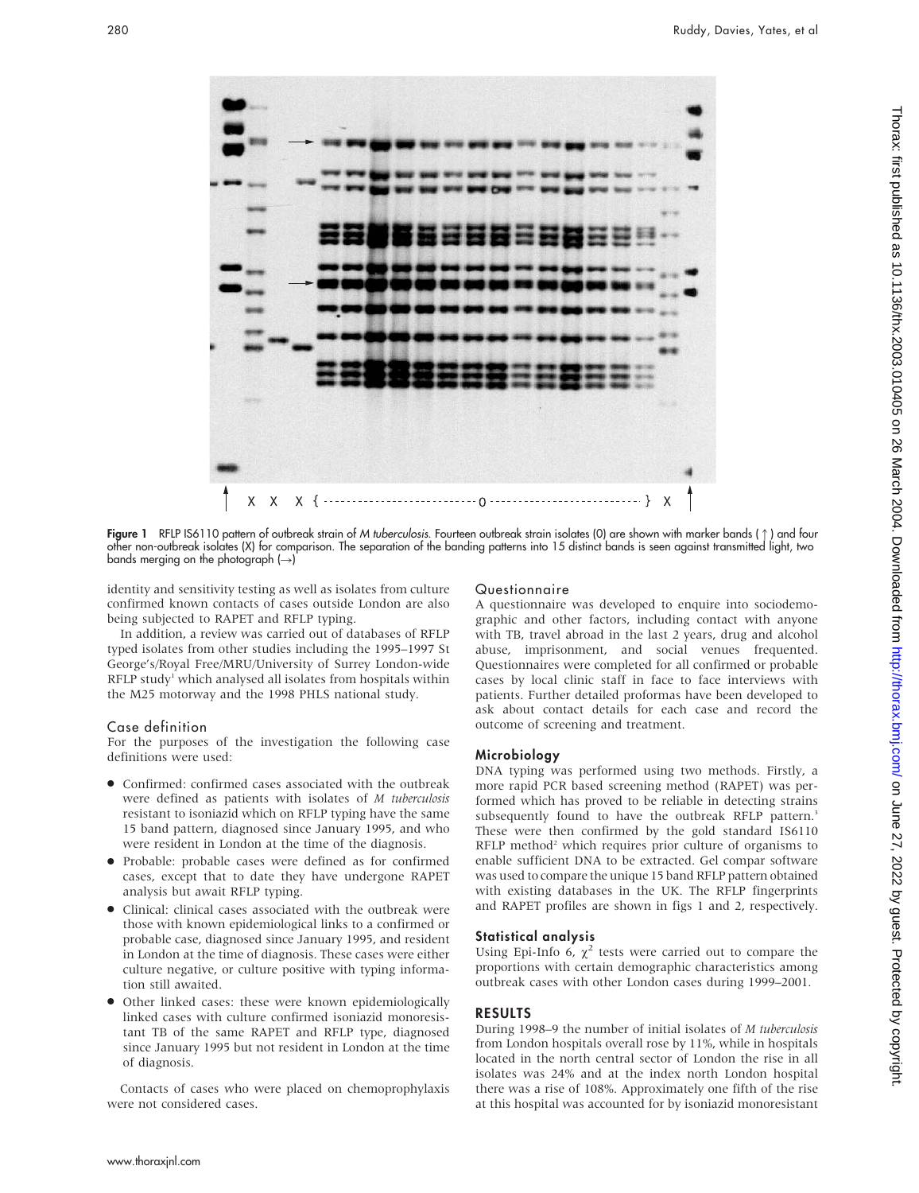Figure 1 RFLP IS6110 pattern of outbreak strain of *M tuberculosis*. Fourteen outbreak strain isolates (0) are shown with marker bands (↑) and four other non-outbreak isolates (X) for comparison. The separation of the banding patterns into 15 distinct bands is seen against transmitted light, two bands merging on the photograph (→)

identity and sensitivity testing as well as isolates from culture confirmed known contacts of cases outside London are also being subjected to RAPET and RFLP typing.

In addition, a review was carried out of databases of RFLP typed isolates from other studies including the 1995–1997 St George's/Royal Free/MRU/University of Surrey London-wide RFLP study[1] which analysed all isolates from hospitals within the M25 motorway and the 1998 PHLS national study.

### Case definition

For the purposes of the investigation the following case definitions were used:

- Confirmed: confirmed cases associated with the outbreak were defined as patients with isolates of *M tuberculosis* resistant to isoniazid which on RFLP typing have the same 15 band pattern, diagnosed since January 1995, and which were resident in London at the time of the diagnosis.
- Probable: probable cases were defined as for confirmed cases, except that to date they have undergone RAPET analysis but await RFLP typing.
- Clinical: clinical cases associated with the outbreak were those with known epidemiological links to a confirmed or probable case, diagnosed since January 1995, and resident in London at the time of diagnosis. These cases were either culture negative, or culture positive with typing information still awaited.
- Other linked cases: these were known epidemiologically linked cases with culture confirmed isoniazid monoresistant TB of the same RAPET and RFLP type, diagnosed since January 1995 but not resident in London at the time of diagnosis.

Contacts of cases who were placed on chemoprophylaxis were not considered cases.

### Questionnaire

A questionnaire was developed to enquire into sociodemographic and other factors, including contact with anyone with TB, travel abroad in the last 2 years, drug and alcohol abuse, imprisonment, and social venues frequented. Questionnaires were completed for all confirmed or probable cases by local clinic staff in face to face interviews with patients. Further detailed proformas have been developed to ask about contact details for each case and record the outcome of screening and treatment.

### Microbiology

DNA typing was performed using two methods. Firstly, a more rapid PCR based screening method (RAPET) was performed which has proved to be reliable in detecting strains subsequently found to have the outbreak RFLP pattern.[3] These were then confirmed by the gold standard IS6110 RFLP method[2] which requires prior culture of organisms to enable sufficient DNA to be extracted. Gel compar software was used to compare the unique 15 band RFLP pattern obtained with existing databases in the UK. The RFLP fingerprints and RAPET profiles are shown in figs 1 and 2, respectively.

### Statistical analysis

Using Epi-Info 6, $\chi^2$ tests were carried out to compare the proportions with certain demographic characteristics among outbreak cases with other London cases during 1999–2001.

## RESULTS

During 1998–9 the number of initial isolates of *M tuberculosis* from London hospitals overall rose by 11%, while in hospitals located in the north central sector of London the rise in all isolates was 24% and at the index north London hospital there was a rise of 108%. Approximately one fifth of the rise at this hospital was accounted for by isoniazid monoresistant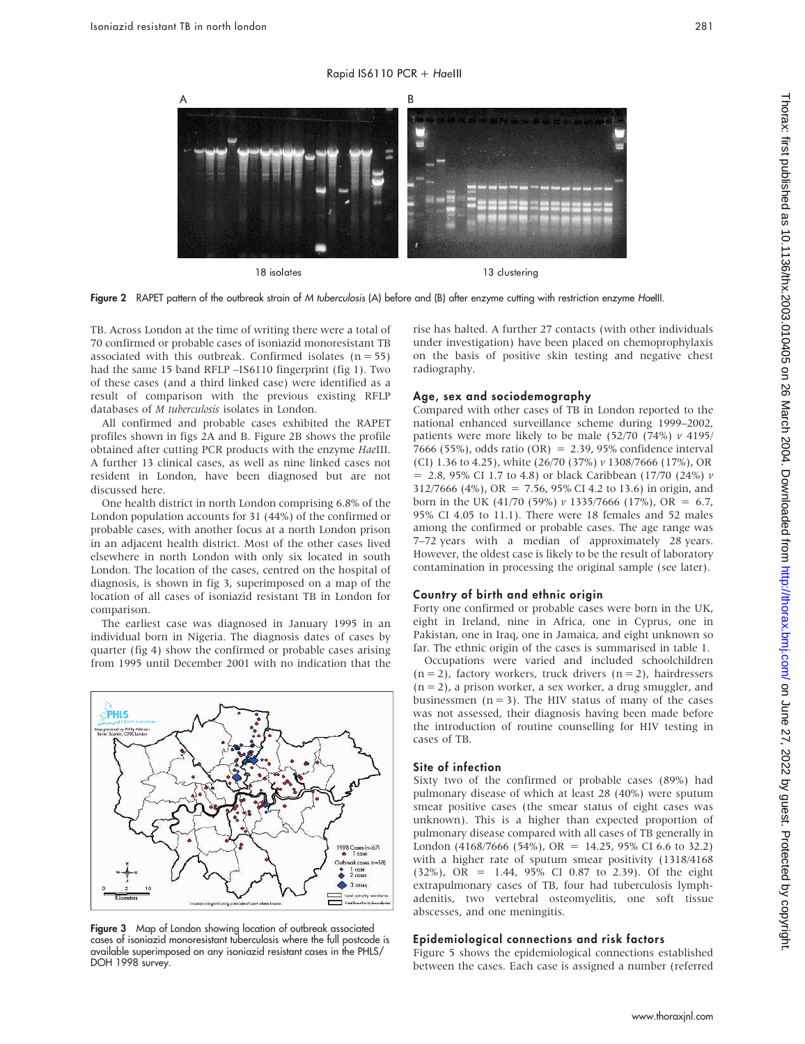Rapid IS6110 PCR + *Hae*III

18 isolates

13 clustering

**Figure 2** RAPET pattern of the outbreak strain of *M tuberculosis* (A) before and (B) after enzyme cutting with restriction enzyme *Hae*III.

TB. Across London at the time of writing there were a total of 70 confirmed or probable cases of isoniazid monoresistant TB associated with this outbreak. Confirmed isolates (n = 55) had the same 15 band RFLP –IS6110 fingerprint (fig 1). Two of these cases (and a third linked case) were identified as a result of comparison with the previous existing RFLP databases of *M tuberculosis* isolates in London.

All confirmed and probable cases exhibited the RAPET profiles shown in figs 2A and B. Figure 2B shows the profile obtained after cutting PCR products with the enzyme *Hae*III. A further 13 clinical cases, as well as nine linked cases not resident in London, have been diagnosed but are not discussed here.

One health district in north London comprising 6.8% of the London population accounts for 31 (44%) of the confirmed or probable cases, with another focus at a north London prison in an adjacent health district. Most of the other cases lived elsewhere in north London with only six located in south London. The location of the cases, centred on the hospital of diagnosis, is shown in fig 3, superimposed on a map of the location of all cases of isoniazid resistant TB in London for comparison.

The earliest case was diagnosed in January 1995 in an individual born in Nigeria. The diagnosis dates of cases by quarter (fig 4) show the confirmed or probable cases arising from 1995 until December 2001 with no indication that the rise has halted. A further 27 contacts (with other individuals under investigation) have been placed on chemoprophylaxis on the basis of positive skin testing and negative chest radiography.

**Figure 3** Map of London showing location of outbreak associated cases of isoniazid monoresistant tuberculosis where the full postcode is available superimposed on any isoniazid resistant cases in the PHLS/DOH 1998 survey.

## Age, sex and sociodemography

Compared with other cases of TB in London reported to the national enhanced surveillance scheme during 1999–2002, patients were more likely to be male (52/70 (74%) *v* 4195/7666 (55%), odds ratio (OR) = 2.39, 95% confidence interval (CI) 1.36 to 4.25), white (26/70 (37%) *v* 1308/7666 (17%), OR = 2.8, 95% CI 1.7 to 4.8) or black Caribbean (17/70 (24%) *v* 312/7666 (4%), OR = 7.56, 95% CI 4.2 to 13.6) in origin, and born in the UK (41/70 (59%) *v* 1335/7666 (17%), OR = 6.7, 95% CI 4.05 to 11.1). There were 18 females and 52 males among the confirmed or probable cases. The age range was 7–72 years with a median of approximately 28 years. However, the oldest case is likely to be the result of laboratory contamination in processing the original sample (see later).

## Country of birth and ethnic origin

Forty one confirmed or probable cases were born in the UK, eight in Ireland, nine in Africa, one in Cyprus, one in Pakistan, one in Iraq, one in Jamaica, and eight unknown so far. The ethnic origin of the cases is summarised in table 1.

Occupations were varied and included schoolchildren (n = 2), factory workers, truck drivers (n = 2), hairdressers (n = 2), a prison worker, a sex worker, a drug smuggler, and businessmen (n = 3). The HIV status of many of the cases was not assessed, their diagnosis having been made before the introduction of routine counselling for HIV testing in cases of TB.

## Site of infection

Sixty two of the confirmed or probable cases (89%) had pulmonary disease of which at least 28 (40%) were sputum smear positive cases (the smear status of eight cases was unknown). This is a higher than expected proportion of pulmonary disease compared with all cases of TB generally in London (4168/7666 (54%), OR = 14.25, 95% CI 6.6 to 32.2) with a higher rate of sputum smear positivity (1318/4168 (32%), OR = 1.44, 95% CI 0.87 to 2.39). Of the eight extrapulmonary cases of TB, four had tuberculosis lymphadenitis, two vertebral osteomyelitis, one soft tissue abscesses, and one meningitis.

## Epidemiological connections and risk factors

Figure 5 shows the epidemiological connections established between the cases. Each case is assigned a number (referred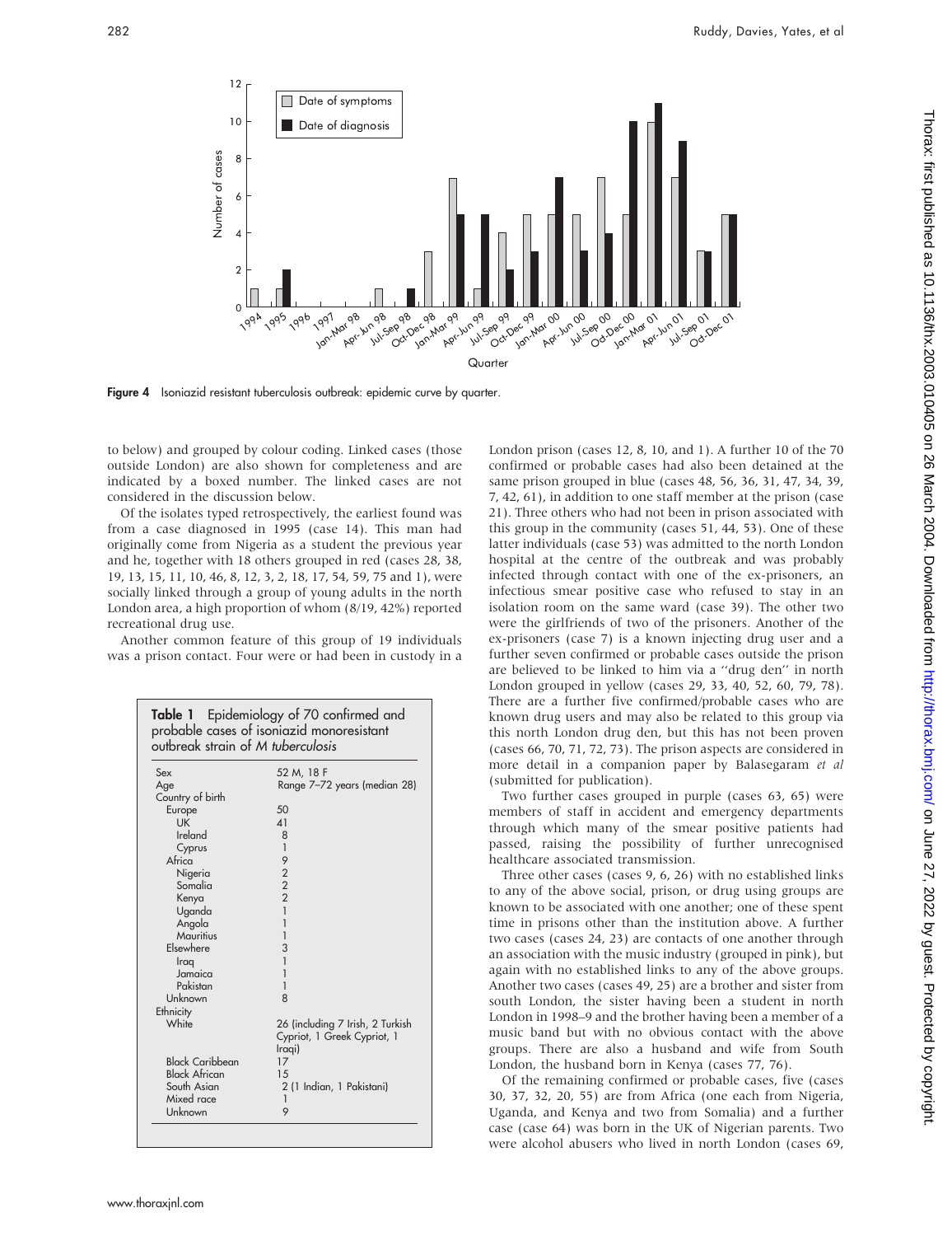Figure 4 Isoniazid resistant tuberculosis outbreak: epidemic curve by quarter.

to below) and grouped by colour coding. Linked cases (those outside London) are also shown for completeness and are indicated by a boxed number. The linked cases are not considered in the discussion below.

Of the isolates typed retrospectively, the earliest found was from a case diagnosed in 1995 (case 14). This man had originally come from Nigeria as a student the previous year and he, together with 18 others grouped in red (cases 28, 38, 19, 13, 15, 11, 10, 46, 8, 12, 3, 2, 18, 17, 54, 59, 75 and 1), were socially linked through a group of young adults in the north London area, a high proportion of whom (8/19, 42%) reported recreational drug use.

Another common feature of this group of 19 individuals was a prison contact. Four were or had been in custody in a London prison (cases 12, 8, 10, and 1). A further 10 of the 70 confirmed or probable cases had also been detained at the same prison grouped in blue (cases 48, 56, 36, 31, 47, 34, 39, 7, 42, 61), in addition to one staff member at the prison (case 21). Three others who had not been in prison associated with this group in the community (cases 51, 44, 53). One of these latter individuals (case 53) was admitted to the north London hospital at the centre of the outbreak and was probably infected through contact with one of the ex-prisoners, an infectious smear positive case who refused to stay in an isolation room on the same ward (case 39). The other two were the girlfriends of two of the prisoners. Another of the ex-prisoners (case 7) is a known injecting drug user and a further seven confirmed or probable cases outside the prison are believed to be linked to him via a "drug den" in north London grouped in yellow (cases 29, 33, 40, 52, 60, 79, 78). There are a further five confirmed/probable cases who are known drug users and may also be related to this group via this north London drug den, but this has not been proven (cases 66, 70, 71, 72, 73). The prison aspects are considered in more detail in a companion paper by Balasegaram *et al* (submitted for publication).

**Table 1** Epidemiology of 70 confirmed and probable cases of isoniazid monoresistant outbreak strain of *M tuberculosis*

| | |
|---|---|
| Sex | 52 M, 18 F |
| Age | Range 7–72 years (median 28) |
| Country of birth | |
| Europe | 50 |
| UK | 41 |
| Ireland | 8 |
| Cyprus | 1 |
| Africa | 9 |
| Nigeria | 2 |
| Somalia | 2 |
| Kenya | 2 |
| Uganda | 1 |
| Angola | 1 |
| Mauritius | 1 |
| Elsewhere | 3 |
| Iraq | 1 |
| Jamaica | 1 |
| Pakistan | 1 |
| Unknown | 8 |
| Ethnicity | |
| White | 26 (including 7 Irish, 2 Turkish Cypriot, 1 Greek Cypriot, 1 Iraqi) |
| Black Caribbean | 17 |
| Black African | 15 |
| South Asian | 2 (1 Indian, 1 Pakistani) |
| Mixed race | 1 |
| Unknown | 9 |

Two further cases grouped in purple (cases 63, 65) were members of staff in accident and emergency departments through which many of the smear positive patients had passed, raising the possibility of further unrecognised healthcare associated transmission.

Three other cases (cases 9, 6, 26) with no established links to any of the above social, prison, or drug using groups are known to be associated with one another; one of these spent time in prisons other than the institution above. A further two cases (cases 24, 23) are contacts of one another through an association with the music industry (grouped in pink), but again with no established links to any of the above groups. Another two cases (cases 49, 25) are a brother and sister from south London, the sister having been a student in north London in 1998–9 and the brother having been a member of a music band but with no obvious contact with the above groups. There are also a husband and wife from South London, the husband born in Kenya (cases 77, 76).

Of the remaining confirmed or probable cases, five (cases 30, 37, 32, 20, 55) are from Africa (one each from Nigeria, Uganda, and Kenya and two from Somalia) and a further case (case 64) was born in the UK of Nigerian parents. Two were alcohol abusers who lived in north London (cases 69,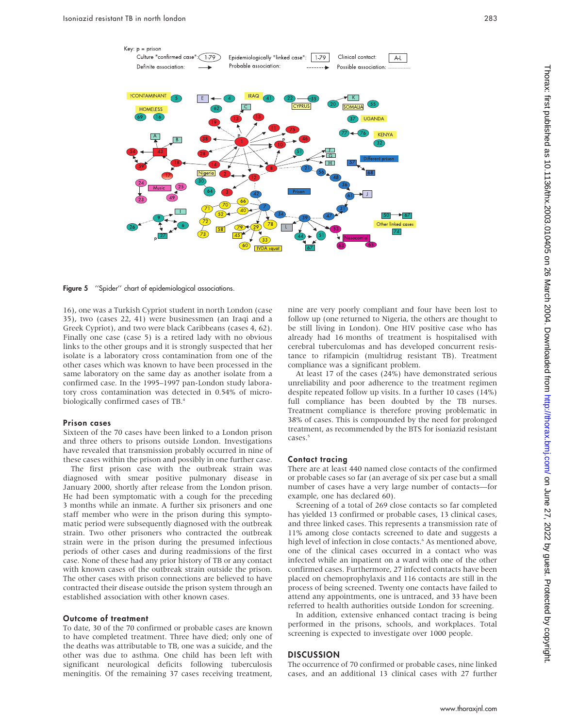Figure 5 "Spider" chart of epidemiological associations.

16), one was a Turkish Cypriot student in north London (case 35), two (cases 22, 41) were businessmen (an Iraqi and a Greek Cypriot), and two were black Caribbeans (cases 4, 62). Finally one case (case 5) is a retired lady with no obvious links to the other groups and it is strongly suspected that her isolate is a laboratory cross contamination from one of the other cases which was known to have been processed in the same laboratory on the same day as another isolate from a confirmed case. In the 1995–1997 pan-London study laboratory cross contamination was detected in 0.54% of microbiologically confirmed cases of TB.[4]

### Prison cases

Sixteen of the 70 cases have been linked to a London prison and three others to prisons outside London. Investigations have revealed that transmission probably occurred in nine of these cases within the prison and possibly in one further case.

The first prison case with the outbreak strain was diagnosed with smear positive pulmonary disease in January 2000, shortly after release from the London prison. He had been symptomatic with a cough for the preceding 3 months while an inmate. A further six prisoners and one staff member who were in the prison during this symptomatic period were subsequently diagnosed with the outbreak strain. Two other prisoners who contracted the outbreak strain were in the prison during the presumed infectious periods of other cases and during readmissions of the first case. None of these had any prior history of TB or any contact with known cases of the outbreak strain outside the prison. The other cases with prison connections are believed to have contracted their disease outside the prison system through an established association with other known cases.

### Outcome of treatment

To date, 30 of the 70 confirmed or probable cases are known to have completed treatment. Three have died; only one of the deaths was attributable to TB, one was a suicide, and the other was due to asthma. One child has been left with significant neurological deficits following tuberculosis meningitis. Of the remaining 37 cases receiving treatment, nine are very poorly compliant and four have been lost to follow up (one returned to Nigeria, the others are thought to be still living in London). One HIV positive case who has already had 16 months of treatment is hospitalised with cerebral tuberculomas and has developed concurrent resistance to rifampicin (multidrug resistant TB). Treatment compliance was a significant problem.

At least 17 of the cases (24%) have demonstrated serious unreliability and poor adherence to the treatment regimen despite repeated follow up visits. In a further 10 cases (14%) full compliance has been doubted by the TB nurses. Treatment compliance is therefore proving problematic in 38% of cases. This is compounded by the need for prolonged treatment, as recommended by the BTS for isoniazid resistant cases.[5]

### Contact tracing

There are at least 440 named close contacts of the confirmed or probable cases so far (an average of six per case but a small number of cases have a very large number of contacts—for example, one has declared 60).

Screening of a total of 269 close contacts so far completed has yielded 13 confirmed or probable cases, 13 clinical cases, and three linked cases. This represents a transmission rate of 11% among close contacts screened to date and suggests a high level of infection in close contacts.[6] As mentioned above, one of the clinical cases occurred in a contact who was infected while an inpatient on a ward with one of the other confirmed cases. Furthermore, 27 infected contacts have been placed on chemoprophylaxis and 116 contacts are still in the process of being screened. Twenty one contacts have failed to attend any appointments, one is untreated, and 33 have been referred to health authorities outside London for screening.

In addition, extensive enhanced contact tracing is being performed in the prisons, schools, and workplaces. Total screening is expected to investigate over 1000 people.

## DISCUSSION

The occurrence of 70 confirmed or probable cases, nine linked cases, and an additional 13 clinical cases with 27 further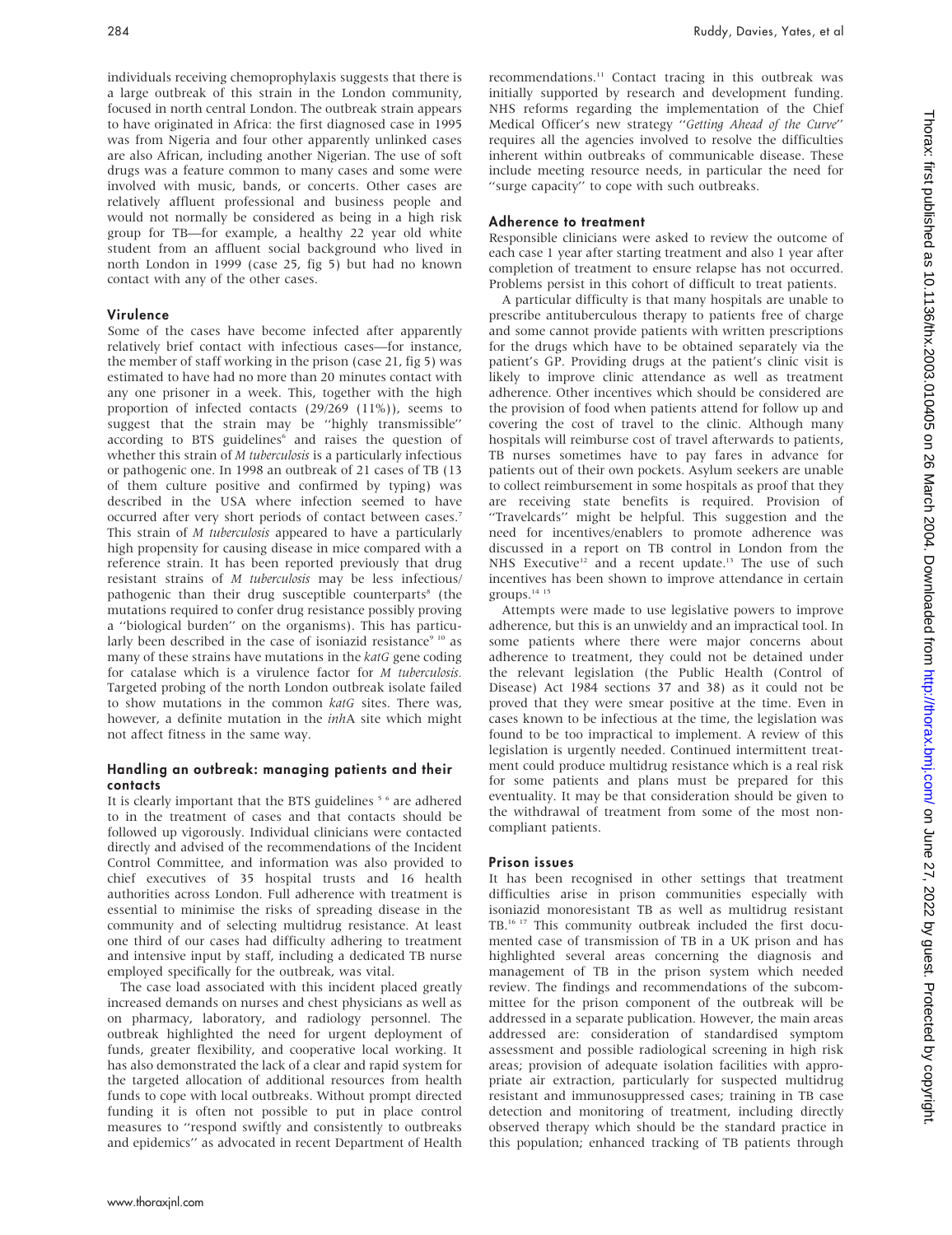individuals receiving chemoprophylaxis suggests that there is a large outbreak of this strain in the London community, focused in north central London. The outbreak strain appears to have originated in Africa: the first diagnosed case in 1995 was from Nigeria and four other apparently unlinked cases are also African, including another Nigerian. The use of soft drugs was a feature common to many cases and some were involved with music, bands, or concerts. Other cases are relatively affluent professional and business people and would not normally be considered as being in a high risk group for TB—for example, a healthy 22 year old white student from an affluent social background who lived in north London in 1999 (case 25, fig 5) but had no known contact with any of the other cases.

### Virulence

Some of the cases have become infected after apparently relatively brief contact with infectious cases—for instance, the member of staff working in the prison (case 21, fig 5) was estimated to have had no more than 20 minutes contact with any one prisoner in a week. This, together with the high proportion of infected contacts (29/269 (11%)), seems to suggest that the strain may be "highly transmissible" according to BTS guidelines[6] and raises the question of whether this strain of *M tuberculosis* is a particularly infectious or pathogenic one. In 1998 an outbreak of 21 cases of TB (13 of them culture positive and confirmed by typing) was described in the USA where infection seemed to have occurred after very short periods of contact between cases.[7] This strain of *M tuberculosis* appeared to have a particularly high propensity for causing disease in mice compared with a reference strain. It has been reported previously that drug resistant strains of *M tuberculosis* may be less infectious/pathogenic than their drug susceptible counterparts[8] (the mutations required to confer drug resistance possibly proving a "biological burden" on the organisms). This has particularly been described in the case of isoniazid resistance[9,10] as many of these strains have mutations in the *katG* gene coding for catalase which is a virulence factor for *M tuberculosis*. Targeted probing of the north London outbreak isolate failed to show mutations in the common *katG* sites. There was, however, a definite mutation in the *inh*A site which might not affect fitness in the same way.

### Handling an outbreak: managing patients and their contacts

It is clearly important that the BTS guidelines[5,6] are adhered to in the treatment of cases and that contacts should be followed up vigorously. Individual clinicians were contacted directly and advised of the recommendations of the Incident Control Committee, and information was also provided to chief executives of 35 hospital trusts and 16 health authorities across London. Full adherence with treatment is essential to minimise the risks of spreading disease in the community and of selecting multidrug resistance. At least one third of our cases had difficulty adhering to treatment and intensive input by staff, including a dedicated TB nurse employed specifically for the outbreak, was vital.

The case load associated with this incident placed greatly increased demands on nurses and chest physicians as well as on pharmacy, laboratory, and radiology personnel. The outbreak highlighted the need for urgent deployment of funds, greater flexibility, and cooperative local working. It has also demonstrated the lack of a clear and rapid system for the targeted allocation of additional resources from health funds to cope with local outbreaks. Without prompt directed funding it is often not possible to put in place control measures to "respond swiftly and consistently to outbreaks and epidemics" as advocated in recent Department of Health recommendations.[11] Contact tracing in this outbreak was initially supported by research and development funding. NHS reforms regarding the implementation of the Chief Medical Officer's new strategy "*Getting Ahead of the Curve*" requires all the agencies involved to resolve the difficulties inherent within outbreaks of communicable disease. These include meeting resource needs, in particular the need for "surge capacity" to cope with such outbreaks.

### Adherence to treatment

Responsible clinicians were asked to review the outcome of each case 1 year after starting treatment and also 1 year after completion of treatment to ensure relapse has not occurred. Problems persist in this cohort of difficult to treat patients.

A particular difficulty is that many hospitals are unable to prescribe antituberculous therapy to patients free of charge and some cannot provide patients with written prescriptions for the drugs which have to be obtained separately via the patient's GP. Providing drugs at the patient's clinic visit is likely to improve clinic attendance as well as treatment adherence. Other incentives which should be considered are the provision of food when patients attend for follow up and covering the cost of travel to the clinic. Although many hospitals will reimburse cost of travel afterwards to patients, TB nurses sometimes have to pay fares in advance for patients out of their own pockets. Asylum seekers are unable to collect reimbursement in some hospitals as proof that they are receiving state benefits is required. Provision of "Travelcards" might be helpful. This suggestion and the need for incentives/enablers to promote adherence was discussed in a report on TB control in London from the NHS Executive[12] and a recent update.[13] The use of such incentives has been shown to improve attendance in certain groups.[14,15]

Attempts were made to use legislative powers to improve adherence, but this is an unwieldy and an impractical tool. In some patients where there were major concerns about adherence to treatment, they could not be detained under the relevant legislation (the Public Health (Control of Disease) Act 1984 sections 37 and 38) as it could not be proved that they were smear positive at the time. Even in cases known to be infectious at the time, the legislation was found to be too impractical to implement. A review of this legislation is urgently needed. Continued intermittent treatment could produce multidrug resistance which is a real risk for some patients and plans must be prepared for this eventuality. It may be that consideration should be given to the withdrawal of treatment from some of the most noncompliant patients.

### Prison issues

It has been recognised in other settings that treatment difficulties arise in prison communities especially with isoniazid monoresistant TB as well as multidrug resistant TB.[16,17] This community outbreak included the first documented case of transmission of TB in a UK prison and has highlighted several areas concerning the diagnosis and management of TB in the prison system which needed review. The findings and recommendations of the subcommittee for the prison component of the outbreak will be addressed in a separate publication. However, the main areas addressed are: consideration of standardised symptom assessment and possible radiological screening in high risk areas; provision of adequate isolation facilities with appropriate air extraction, particularly for suspected multidrug resistant and immunosuppressed cases; training in TB case detection and monitoring of treatment, including directly observed therapy which should be the standard practice in this population; enhanced tracking of TB patients through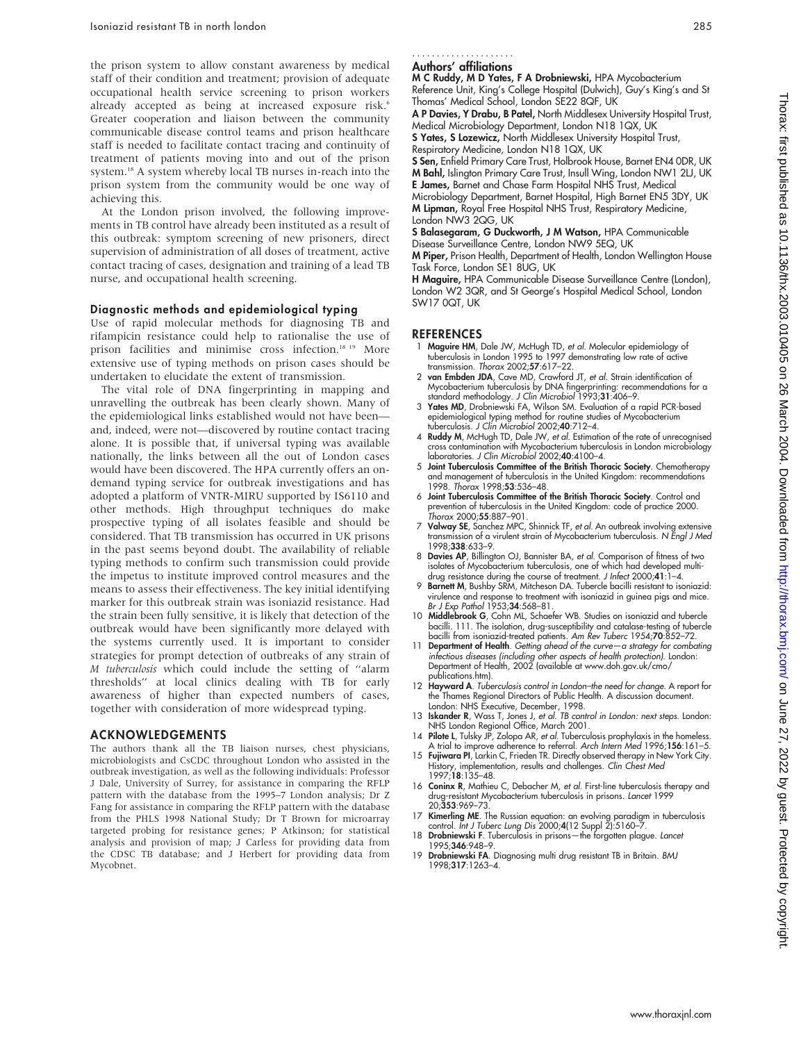the prison system to allow constant awareness by medical staff of their condition and treatment; provision of adequate occupational health service screening to prison workers already accepted as being at increased exposure risk.[6] Greater cooperation and liaison between the community communicable disease control teams and prison healthcare staff is needed to facilitate contact tracing and continuity of treatment of patients moving into and out of the prison system.[18] A system whereby local TB nurses in-reach into the prison system from the community would be one way of achieving this.

At the London prison involved, the following improvements in TB control have already been instituted as a result of this outbreak: symptom screening of new prisoners, direct supervision of administration of all doses of treatment, active contact tracing of cases, designation and training of a lead TB nurse, and occupational health screening.

### Diagnostic methods and epidemiological typing

Use of rapid molecular methods for diagnosing TB and rifampicin resistance could help to rationalise the use of prison facilities and minimise cross infection.[18 19] More extensive use of typing methods on prison cases should be undertaken to elucidate the extent of transmission.

The vital role of DNA fingerprinting in mapping and unravelling the outbreak has been clearly shown. Many of the epidemiological links established would not have been—and, indeed, were not—discovered by routine contact tracing alone. It is possible that, if universal typing was available nationally, the links between all the out of London cases would have been discovered. The HPA currently offers an on-demand typing service for outbreak investigations and has adopted a platform of VNTR-MIRU supported by IS6110 and other methods. High throughput techniques do make prospective typing of all isolates feasible and should be considered. That TB transmission has occurred in UK prisons in the past seems beyond doubt. The availability of reliable typing methods to confirm such transmission could provide the impetus to institute improved control measures and the means to assess their effectiveness. The key initial identifying marker for this outbreak strain was isoniazid resistance. Had the strain been fully sensitive, it is likely that detection of the outbreak would have been significantly more delayed with the systems currently used. It is important to consider strategies for prompt detection of outbreaks of any strain of *M tuberculosis* which could include the setting of "alarm thresholds" at local clinics dealing with TB for early awareness of higher than expected numbers of cases, together with consideration of more widespread typing.

## ACKNOWLEDGEMENTS

The authors thank all the TB liaison nurses, chest physicians, microbiologists and CsCDC throughout London who assisted in the outbreak investigation, as well as the following individuals: Professor J Dale, University of Surrey, for assistance in comparing the RFLP pattern with the database from the 1995–7 London analysis; Dr Z Fang for assistance in comparing the RFLP pattern with the database from the PHLS 1998 National Study; Dr T Brown for microarray targeted probing for resistance genes; P Atkinson; for statistical analysis and provision of map; J Carless for providing data from the CDSC TB database; and J Herbert for providing data from Mycobnet.

## Authors' affiliations

**M C Ruddy, M D Yates, F A Drobniewski,** HPA Mycobacterium Reference Unit, King's College Hospital (Dulwich), Guy's King's and St Thomas' Medical School, London SE22 8QF, UK

**A P Davies, Y Drabu, B Patel,** North Middlesex University Hospital Trust, Medical Microbiology Department, London N18 1QX, UK

**S Yates, S Lozewicz,** North Middlesex University Hospital Trust, Respiratory Medicine, London N18 1QX, UK

**S Sen,** Enfield Primary Care Trust, Holbrook House, Barnet EN4 0DR, UK

**M Bahl,** Islington Primary Care Trust, Insull Wing, London NW1 2LJ, UK

**E James,** Barnet and Chase Farm Hospital NHS Trust, Medical Microbiology Department, Barnet Hospital, High Barnet EN5 3DY, UK

**M Lipman,** Royal Free Hospital NHS Trust, Respiratory Medicine, London NW3 2QG, UK

**S Balasegaram, G Duckworth, J M Watson,** HPA Communicable Disease Surveillance Centre, London NW9 5EQ, UK

**M Piper,** Prison Health, Department of Health, London Wellington House Task Force, London SE1 8UG, UK

**H Maguire,** HPA Communicable Disease Surveillance Centre (London), London W2 3QR, and St George's Hospital Medical School, London SW17 0QT, UK

## REFERENCES

1. **Maguire HM**, Dale JW, McHugh TD, *et al*. Molecular epidemiology of tuberculosis in London 1995 to 1997 demonstrating low rate of active transmission. *Thorax* 2002;**57**:617–22.
2. **van Embden JDA**, Cave MD, Crawford JT, *et al*. Strain identification of Mycobacterium tuberculosis by DNA fingerprinting: recommendations for a standard methodology. *J Clin Microbiol* 1993;**31**:406–9.
3. **Yates MD**, Drobniewski FA, Wilson SM. Evaluation of a rapid PCR-based epidemiological typing method for routine studies of Mycobacterium tuberculosis. *J Clin Microbiol* 2002;**40**:712–4.
4. **Ruddy M**, McHugh TD, Dale JW, *et al*. Estimation of the rate of unrecognised cross contamination with Mycobacterium tuberculosis in London microbiology laboratories. *J Clin Microbiol* 2002;**40**:4100–4.
5. **Joint Tuberculosis Committee of the British Thoracic Society**. Chemotherapy and management of tuberculosis in the United Kingdom: recommendations 1998. *Thorax* 1998;**53**:536–48.
6. **Joint Tuberculosis Committee of the British Thoracic Society**. Control and prevention of tuberculosis in the United Kingdom: code of practice 2000. *Thorax* 2000;**55**:887–901.
7. **Valway SE**, Sanchez MPC, Shinnick TF, *et al*. An outbreak involving extensive transmission of a virulent strain of Mycobacterium tuberculosis. *N Engl J Med* 1998;**338**:633–9.
8. **Davies AP**, Billington OJ, Bannister BA, *et al*. Comparison of fitness of two isolates of Mycobacterium tuberculosis, one of which had developed multi-drug resistance during the course of treatment. *J Infect* 2000;**41**:1–4.
9. **Barnett M**, Bushby SRM, Mitcheson DA. Tubercle bacilli resistant to isoniazid: virulence and response to treatment with isoniazid in guinea pigs and mice. *Br J Exp Pathol* 1953;**34**:568–81.
10. **Middlebrook G**, Cohn ML, Schaefer WB. Studies on isoniazid and tubercle bacilli. 111. The isolation, drug-susceptibility and catalase-testing of tubercle bacilli from isoniazid-treated patients. *Am Rev Tuberc* 1954;**70**:852–72.
11. **Department of Health**. *Getting ahead of the curve—a strategy for combating infectious diseases (including other aspects of health protection)*. London: Department of Health, 2002 (available at www.doh.gov.uk/cmo/publications.htm).
12. **Hayward A**. *Tuberculosis control in London–the need for change*. A report for the Thames Regional Directors of Public Health. A discussion document. London: NHS Executive, December, 1998.
13. **Iskander R**, Wass T, Jones J, *et al*. *TB control in London: next steps*. London: NHS London Regional Office, March 2001.
14. **Pilote L**, Tulsky JP, Zolopa AR, *et al*. Tuberculosis prophylaxis in the homeless. A trial to improve adherence to referral. *Arch Intern Med* 1996;**156**:161–5.
15. **Fujiwara PI**, Larkin C, Frieden TR. Directly observed therapy in New York City. History, implementation, results and challenges. *Clin Chest Med* 1997;**18**:135–48.
16. **Coninx R**, Mathieu C, Debacher M, *et al*. First-line tuberculosis therapy and drug-resistant Mycobacterium tuberculosis in prisons. *Lancet* 1999 20;**353**:969–73.
17. **Kimerling ME**. The Russian equation: an evolving paradigm in tuberculosis control. *Int J Tuberc Lung Dis* 2000;**4**(12 Suppl 2):S160–7.
18. **Drobniewski F**. Tuberculosis in prisons—the forgotten plague. *Lancet* 1995;**346**:948–9.
19. **Drobniewski FA**. Diagnosing multi drug resistant TB in Britain. *BMJ* 1998;**317**:1263–4.